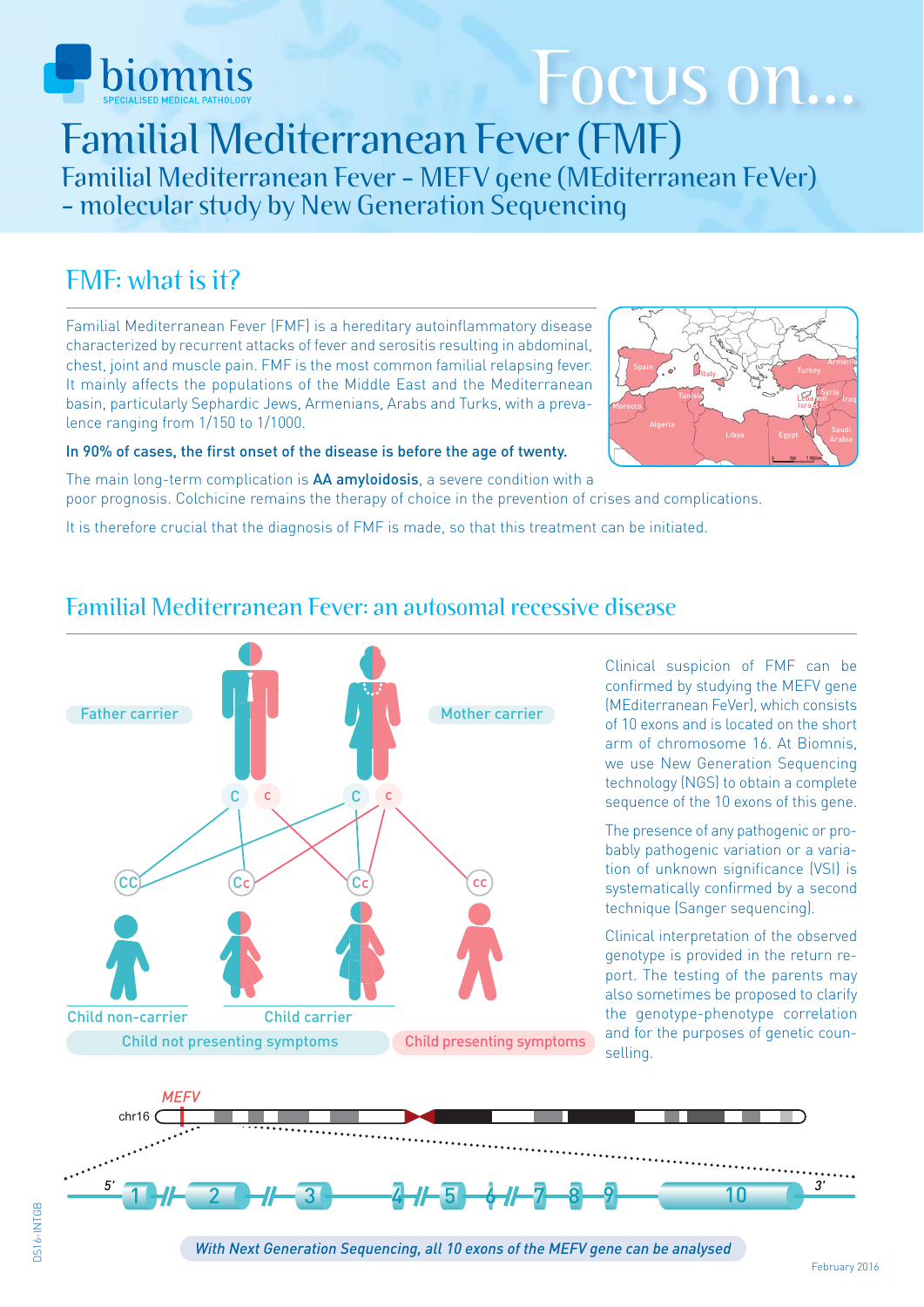biomnis
SPECIALISED MEDICAL PATHOLOGY

# Focus on...

# Familial Mediterranean Fever (FMF)

## Familial Mediterranean Fever - MEFV gene (MEditerranean FeVer) - molecular study by New Generation Sequencing

## FMF: what is it?

Familial Mediterranean Fever (FMF) is a hereditary autoinflammatory disease characterized by recurrent attacks of fever and serositis resulting in abdominal, chest, joint and muscle pain. FMF is the most common familial relapsing fever. It mainly affects the populations of the Middle East and the Mediterranean basin, particularly Sephardic Jews, Armenians, Arabs and Turks, with a prevalence ranging from 1/150 to 1/1000.

**In 90% of cases, the first onset of the disease is before the age of twenty.**

The main long-term complication is **AA amyloidosis**, a severe condition with a poor prognosis. Colchicine remains the therapy of choice in the prevention of crises and complications.

It is therefore crucial that the diagnosis of FMF is made, so that this treatment can be initiated.

## Familial Mediterranean Fever: an autosomal recessive disease

Father carrier — Mother carrier

Child non-carrier — Child carrier

Child not presenting symptoms — Child presenting symptoms

Clinical suspicion of FMF can be confirmed by studying the MEFV gene (MEditerranean FeVer), which consists of 10 exons and is located on the short arm of chromosome 16. At Biomnis, we use New Generation Sequencing technology (NGS) to obtain a complete sequence of the 10 exons of this gene.

The presence of any pathogenic or probably pathogenic variation or a variation of unknown significance (VSI) is systematically confirmed by a second technique (Sanger sequencing).

Clinical interpretation of the observed genotype is provided in the return report. The testing of the parents may also sometimes be proposed to clarify the genotype-phenotype correlation and for the purposes of genetic counselling.

*With Next Generation Sequencing, all 10 exons of the MEFV gene can be analysed*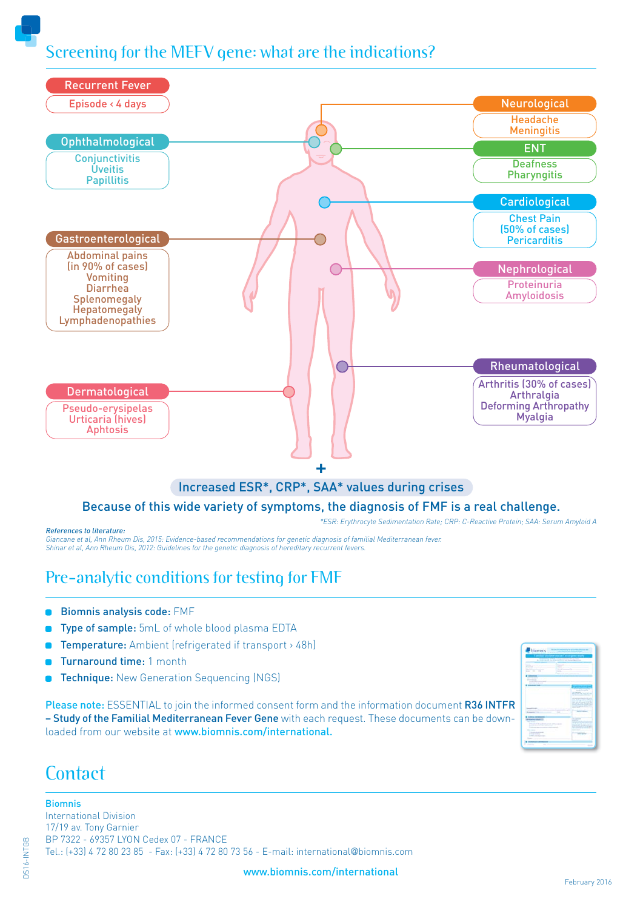# Screening for the MEFV gene: what are the indications?

**Recurrent Fever**
Episode ‹ 4 days

**Ophthalmological**
Conjunctivitis
Uveitis
Papillitis

**Gastroenterological**
Abdominal pains
(in 90% of cases)
Vomiting
Diarrhea
Splenomegaly
Hepatomegaly
Lymphadenopathies

**Dermatological**
Pseudo-erysipelas
Urticaria (hives)
Aphtosis

**Neurological**
Headache
Meningitis

**ENT**
Deafness
Pharyngitis

**Cardiological**
Chest Pain
(50% of cases)
Pericarditis

**Nephrological**
Proteinuria
Amyloidosis

**Rheumatological**
Arthritis (30% of cases)
Arthralgia
Deforming Arthropathy
Myalgia

\+

Increased ESR*, CRP*, SAA* values during crises

**Because of this wide variety of symptoms, the diagnosis of FMF is a real challenge.**

*\*ESR: Erythrocyte Sedimentation Rate; CRP: C-Reactive Protein; SAA: Serum Amyloid A*

***References to literature:***
*Giancane et al, Ann Rheum Dis, 2015: Evidence-based recommendations for genetic diagnosis of familial Mediterranean fever.*
*Shinar et al, Ann Rheum Dis, 2012: Guidelines for the genetic diagnosis of hereditary recurrent fevers.*

# Pre-analytic conditions for testing for FMF

- **Biomnis analysis code:** FMF
- **Type of sample:** 5mL of whole blood plasma EDTA
- **Temperature:** Ambient (refrigerated if transport › 48h)
- **Turnaround time:** 1 month
- **Technique:** New Generation Sequencing (NGS)

Please note: ESSENTIAL to join the informed consent form and the information document **R36 INTFR – Study of the Familial Mediterranean Fever Gene** with each request. These documents can be downloaded from our website at **www.biomnis.com/international.**

# Contact

**Biomnis**
International Division
17/19 av. Tony Garnier
BP 7322 - 69357 LYON Cedex 07 - FRANCE
Tel.: (+33) 4 72 80 23 85 - Fax: (+33) 4 72 80 73 56 - E-mail: international@biomnis.com

**www.biomnis.com/international**

DS16-INTGB

February 2016